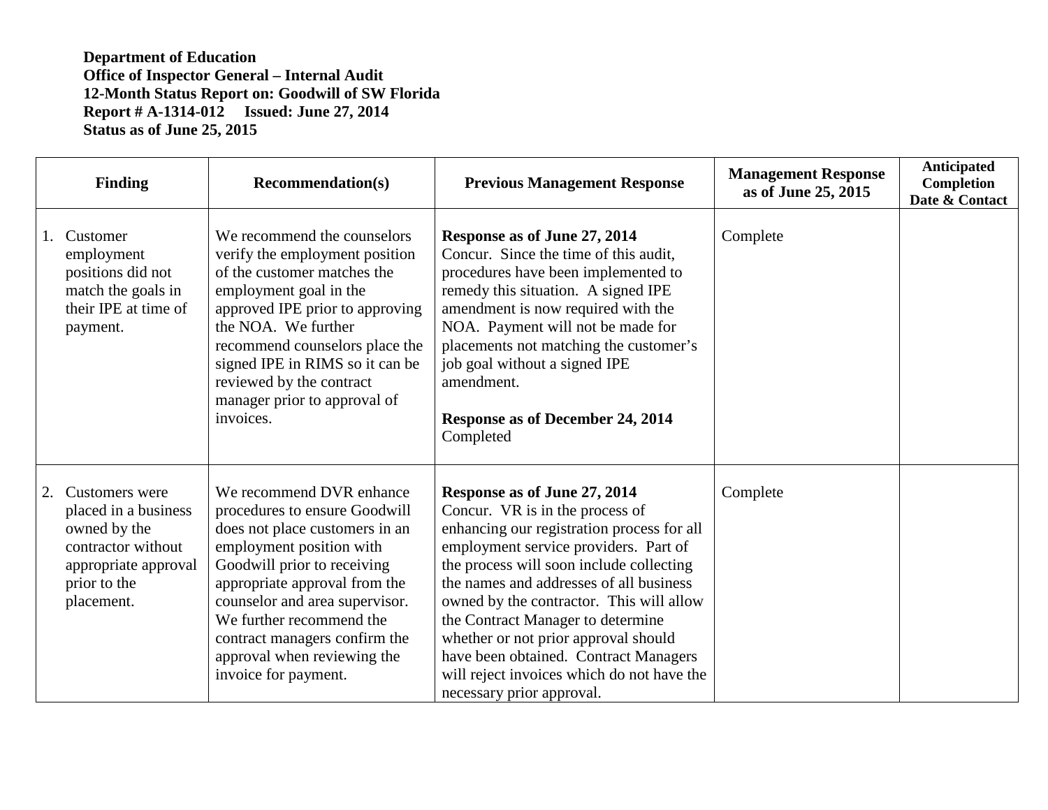**Department of Education**
**Office of Inspector General – Internal Audit**
**12-Month Status Report on: Goodwill of SW Florida**
**Report # A-1314-012 Issued: June 27, 2014**
**Status as of June 25, 2015**

| Finding | Recommendation(s) | Previous Management Response | Management Response as of June 25, 2015 | Anticipated Completion Date & Contact |
|---|---|---|---|---|
| 1. Customer employment positions did not match the goals in their IPE at time of payment. | We recommend the counselors verify the employment position of the customer matches the employment goal in the approved IPE prior to approving the NOA. We further recommend counselors place the signed IPE in RIMS so it can be reviewed by the contract manager prior to approval of invoices. | **Response as of June 27, 2014** Concur. Since the time of this audit, procedures have been implemented to remedy this situation. A signed IPE amendment is now required with the NOA. Payment will not be made for placements not matching the customer's job goal without a signed IPE amendment. **Response as of December 24, 2014** Completed | Complete | |
| 2. Customers were placed in a business owned by the contractor without appropriate approval prior to the placement. | We recommend DVR enhance procedures to ensure Goodwill does not place customers in an employment position with Goodwill prior to receiving appropriate approval from the counselor and area supervisor. We further recommend the contract managers confirm the approval when reviewing the invoice for payment. | **Response as of June 27, 2014** Concur. VR is in the process of enhancing our registration process for all employment service providers. Part of the process will soon include collecting the names and addresses of all business owned by the contractor. This will allow the Contract Manager to determine whether or not prior approval should have been obtained. Contract Managers will reject invoices which do not have the necessary prior approval. | Complete | |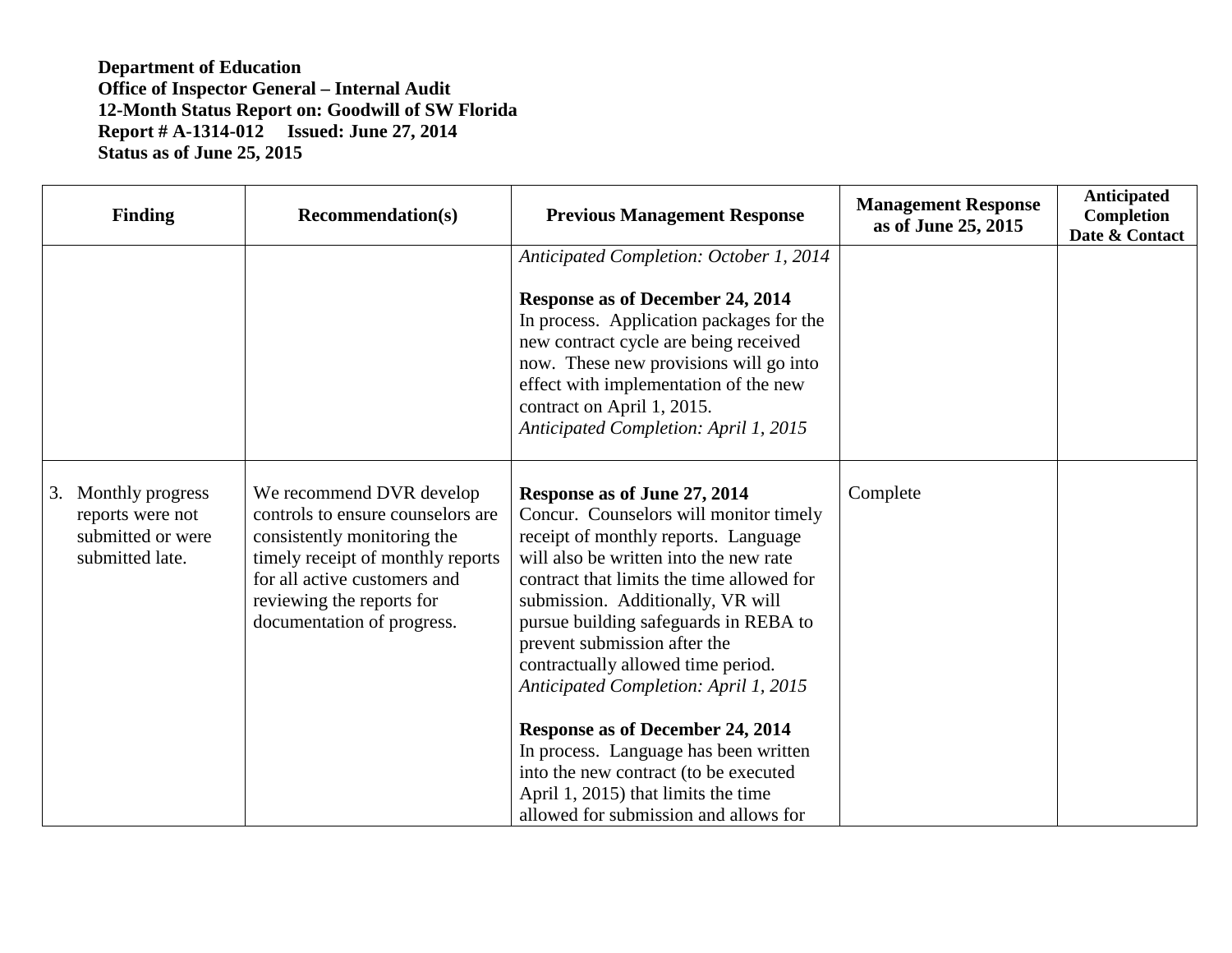**Department of Education**
**Office of Inspector General – Internal Audit**
**12-Month Status Report on: Goodwill of SW Florida**
**Report # A-1314-012 Issued: June 27, 2014**
**Status as of June 25, 2015**

| Finding | Recommendation(s) | Previous Management Response | Management Response as of June 25, 2015 | Anticipated Completion Date & Contact |
|---|---|---|---|---|
| | | *Anticipated Completion: October 1, 2014*<br><br>**Response as of December 24, 2014**<br>In process. Application packages for the new contract cycle are being received now. These new provisions will go into effect with implementation of the new contract on April 1, 2015.<br>*Anticipated Completion: April 1, 2015* | | |
| 3. Monthly progress reports were not submitted or were submitted late. | We recommend DVR develop controls to ensure counselors are consistently monitoring the timely receipt of monthly reports for all active customers and reviewing the reports for documentation of progress. | **Response as of June 27, 2014**<br>Concur. Counselors will monitor timely receipt of monthly reports. Language will also be written into the new rate contract that limits the time allowed for submission. Additionally, VR will pursue building safeguards in REBA to prevent submission after the contractually allowed time period.<br>*Anticipated Completion: April 1, 2015*<br><br>**Response as of December 24, 2014**<br>In process. Language has been written into the new contract (to be executed April 1, 2015) that limits the time allowed for submission and allows for | Complete | |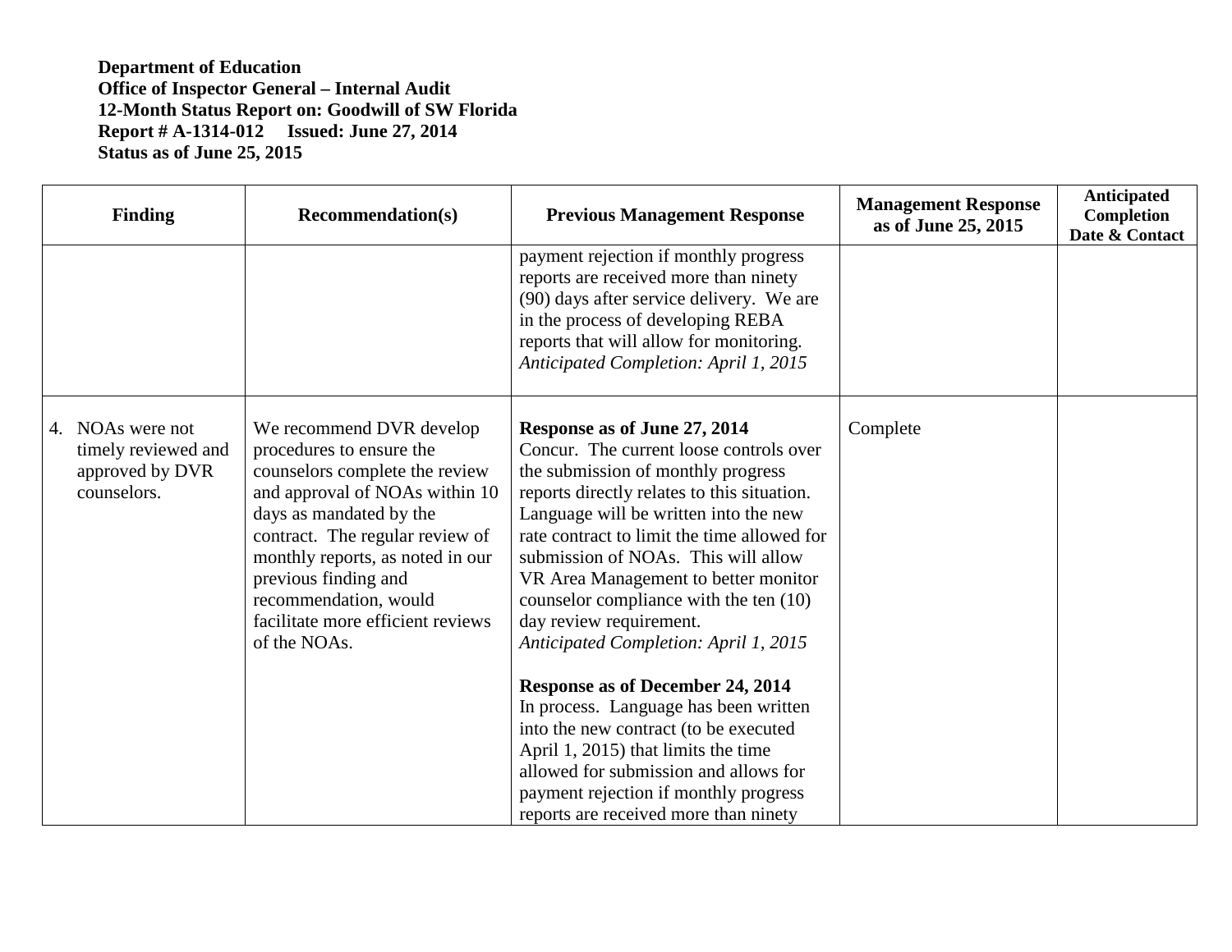**Department of Education**
**Office of Inspector General – Internal Audit**
**12-Month Status Report on: Goodwill of SW Florida**
**Report # A-1314-012     Issued: June 27, 2014**
**Status as of June 25, 2015**

| Finding | Recommendation(s) | Previous Management Response | Management Response as of June 25, 2015 | Anticipated Completion Date & Contact |
|---|---|---|---|---|
| | | payment rejection if monthly progress reports are received more than ninety (90) days after service delivery. We are in the process of developing REBA reports that will allow for monitoring. *Anticipated Completion: April 1, 2015* | | |
| 4. NOAs were not timely reviewed and approved by DVR counselors. | We recommend DVR develop procedures to ensure the counselors complete the review and approval of NOAs within 10 days as mandated by the contract. The regular review of monthly reports, as noted in our previous finding and recommendation, would facilitate more efficient reviews of the NOAs. | **Response as of June 27, 2014** Concur. The current loose controls over the submission of monthly progress reports directly relates to this situation. Language will be written into the new rate contract to limit the time allowed for submission of NOAs. This will allow VR Area Management to better monitor counselor compliance with the ten (10) day review requirement. *Anticipated Completion: April 1, 2015* <br><br> **Response as of December 24, 2014** In process. Language has been written into the new contract (to be executed April 1, 2015) that limits the time allowed for submission and allows for payment rejection if monthly progress reports are received more than ninety | Complete | |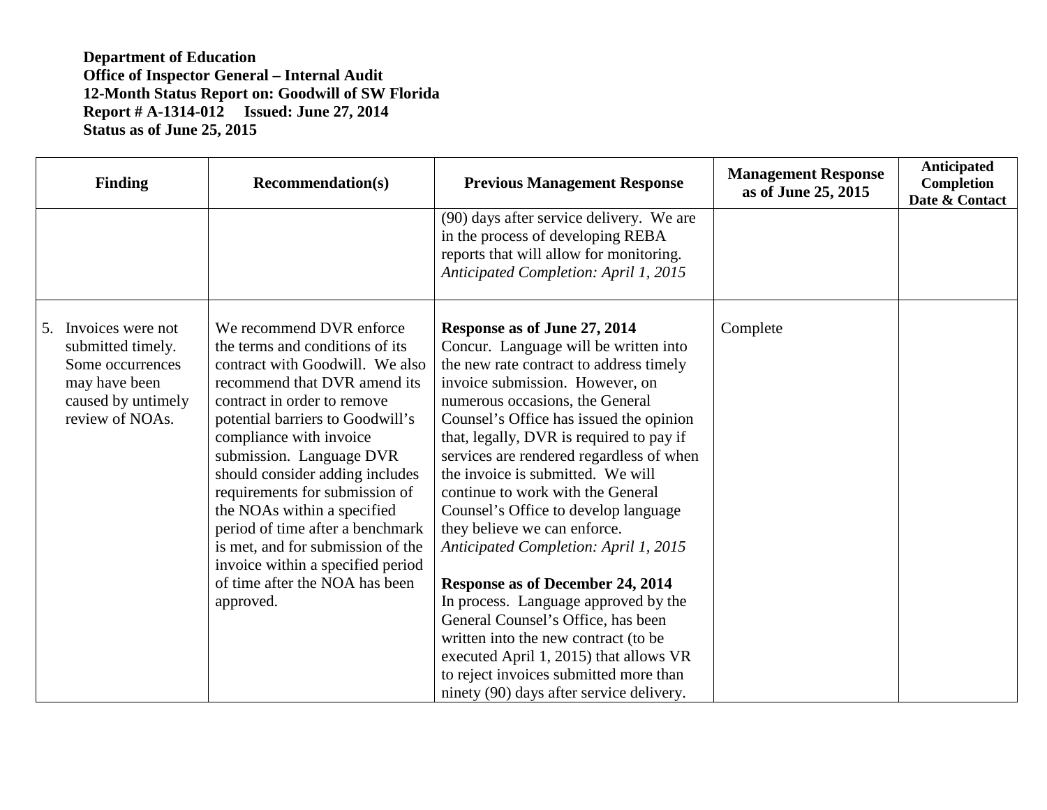**Department of Education**
**Office of Inspector General – Internal Audit**
**12-Month Status Report on: Goodwill of SW Florida**
**Report # A-1314-012 Issued: June 27, 2014**
**Status as of June 25, 2015**

| Finding | Recommendation(s) | Previous Management Response | Management Response as of June 25, 2015 | Anticipated Completion Date & Contact |
|---|---|---|---|---|
| | | (90) days after service delivery. We are in the process of developing REBA reports that will allow for monitoring. *Anticipated Completion: April 1, 2015* | | |
| 5. Invoices were not submitted timely. Some occurrences may have been caused by untimely review of NOAs. | We recommend DVR enforce the terms and conditions of its contract with Goodwill. We also recommend that DVR amend its contract in order to remove potential barriers to Goodwill's compliance with invoice submission. Language DVR should consider adding includes requirements for submission of the NOAs within a specified period of time after a benchmark is met, and for submission of the invoice within a specified period of time after the NOA has been approved. | **Response as of June 27, 2014** Concur. Language will be written into the new rate contract to address timely invoice submission. However, on numerous occasions, the General Counsel's Office has issued the opinion that, legally, DVR is required to pay if services are rendered regardless of when the invoice is submitted. We will continue to work with the General Counsel's Office to develop language they believe we can enforce. *Anticipated Completion: April 1, 2015* **Response as of December 24, 2014** In process. Language approved by the General Counsel's Office, has been written into the new contract (to be executed April 1, 2015) that allows VR to reject invoices submitted more than ninety (90) days after service delivery. | Complete | |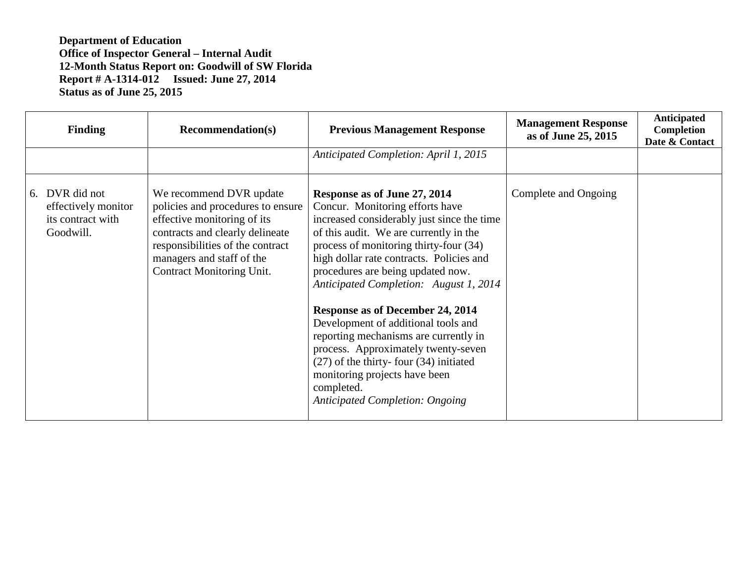**Department of Education**
**Office of Inspector General – Internal Audit**
**12-Month Status Report on: Goodwill of SW Florida**
**Report # A-1314-012 Issued: June 27, 2014**
**Status as of June 25, 2015**

| Finding | Recommendation(s) | Previous Management Response | Management Response as of June 25, 2015 | Anticipated Completion Date & Contact |
|---|---|---|---|---|
| | | *Anticipated Completion: April 1, 2015* | | |
| 6. DVR did not effectively monitor its contract with Goodwill. | We recommend DVR update policies and procedures to ensure effective monitoring of its contracts and clearly delineate responsibilities of the contract managers and staff of the Contract Monitoring Unit. | **Response as of June 27, 2014**<br>Concur. Monitoring efforts have increased considerably just since the time of this audit. We are currently in the process of monitoring thirty-four (34) high dollar rate contracts. Policies and procedures are being updated now.<br>*Anticipated Completion: August 1, 2014*<br><br>**Response as of December 24, 2014**<br>Development of additional tools and reporting mechanisms are currently in process. Approximately twenty-seven (27) of the thirty- four (34) initiated monitoring projects have been completed.<br>*Anticipated Completion: Ongoing* | Complete and Ongoing | |